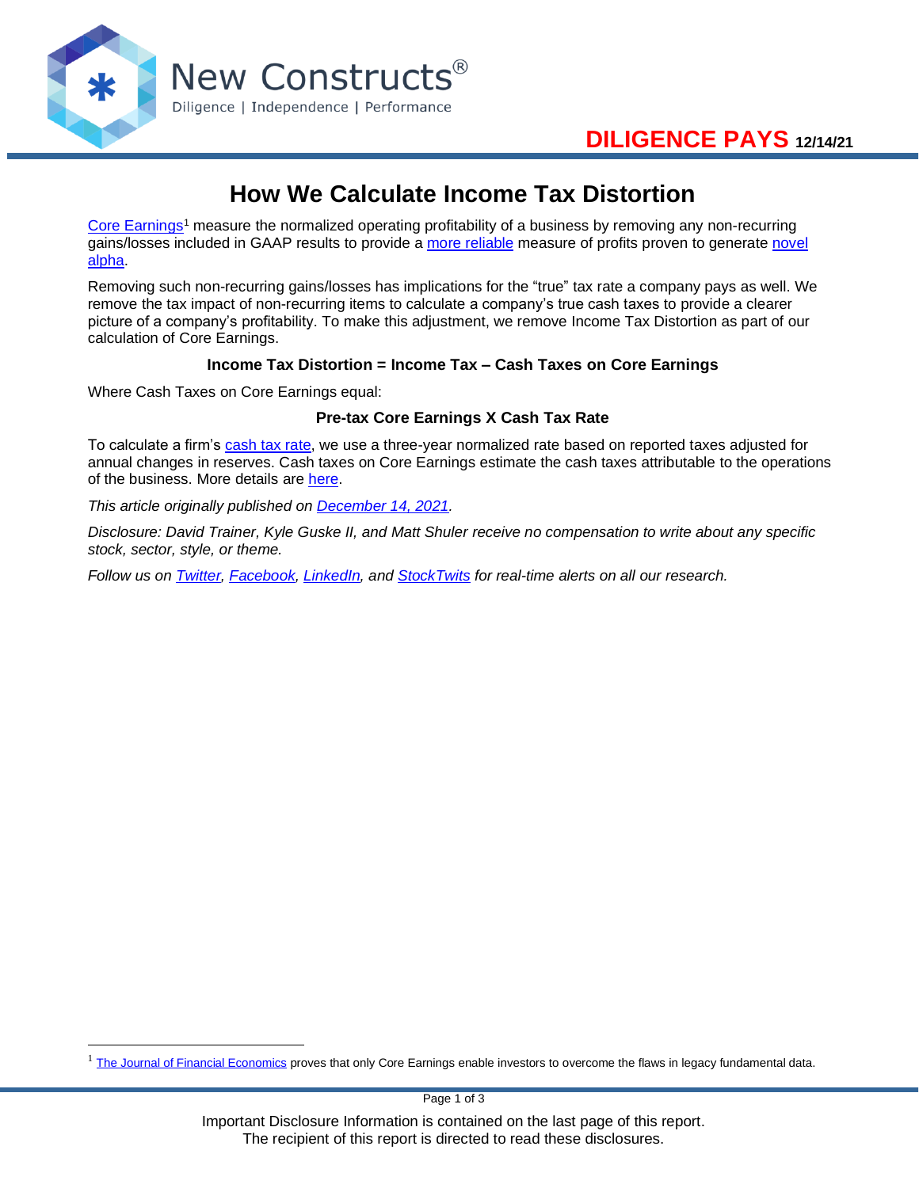New Constructs®

Diligence | Independence | Performance

**DILIGENCE PAYS 12/14/21**

# How We Calculate Income Tax Distortion

Core Earnings[1] measure the normalized operating profitability of a business by removing any non-recurring gains/losses included in GAAP results to provide a more reliable measure of profits proven to generate novel alpha.

Removing such non-recurring gains/losses has implications for the "true" tax rate a company pays as well. We remove the tax impact of non-recurring items to calculate a company's true cash taxes to provide a clearer picture of a company's profitability. To make this adjustment, we remove Income Tax Distortion as part of our calculation of Core Earnings.

**Income Tax Distortion = Income Tax – Cash Taxes on Core Earnings**

Where Cash Taxes on Core Earnings equal:

**Pre-tax Core Earnings X Cash Tax Rate**

To calculate a firm's cash tax rate, we use a three-year normalized rate based on reported taxes adjusted for annual changes in reserves. Cash taxes on Core Earnings estimate the cash taxes attributable to the operations of the business. More details are here.

*This article originally published on December 14, 2021.*

*Disclosure: David Trainer, Kyle Guske II, and Matt Shuler receive no compensation to write about any specific stock, sector, style, or theme.*

*Follow us on Twitter, Facebook, LinkedIn, and StockTwits for real-time alerts on all our research.*

[1] The Journal of Financial Economics proves that only Core Earnings enable investors to overcome the flaws in legacy fundamental data.

Important Disclosure Information is contained on the last page of this report.
The recipient of this report is directed to read these disclosures.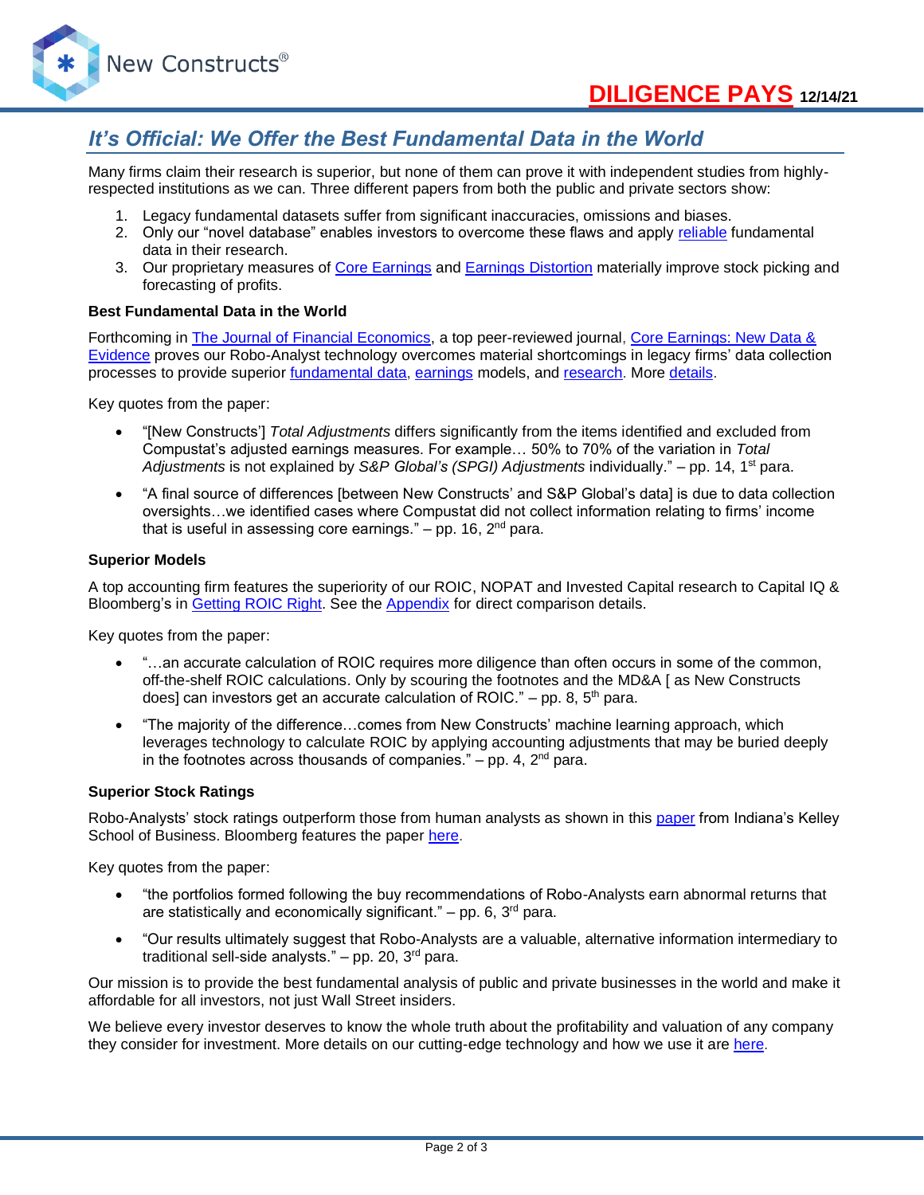# It's Official: We Offer the Best Fundamental Data in the World

Many firms claim their research is superior, but none of them can prove it with independent studies from highly-respected institutions as we can. Three different papers from both the public and private sectors show:

1. Legacy fundamental datasets suffer from significant inaccuracies, omissions and biases.
2. Only our "novel database" enables investors to overcome these flaws and apply reliable fundamental data in their research.
3. Our proprietary measures of Core Earnings and Earnings Distortion materially improve stock picking and forecasting of profits.

**Best Fundamental Data in the World**

Forthcoming in The Journal of Financial Economics, a top peer-reviewed journal, Core Earnings: New Data & Evidence proves our Robo-Analyst technology overcomes material shortcomings in legacy firms' data collection processes to provide superior fundamental data, earnings models, and research. More details.

Key quotes from the paper:

- "[New Constructs'] *Total Adjustments* differs significantly from the items identified and excluded from Compustat's adjusted earnings measures. For example… 50% to 70% of the variation in *Total Adjustments* is not explained by *S&P Global's (SPGI) Adjustments* individually." – pp. 14, 1st para.
- "A final source of differences [between New Constructs' and S&P Global's data] is due to data collection oversights…we identified cases where Compustat did not collect information relating to firms' income that is useful in assessing core earnings." – pp. 16, 2nd para.

**Superior Models**

A top accounting firm features the superiority of our ROIC, NOPAT and Invested Capital research to Capital IQ & Bloomberg's in Getting ROIC Right. See the Appendix for direct comparison details.

Key quotes from the paper:

- "…an accurate calculation of ROIC requires more diligence than often occurs in some of the common, off-the-shelf ROIC calculations. Only by scouring the footnotes and the MD&A [ as New Constructs does] can investors get an accurate calculation of ROIC." – pp. 8, 5th para.
- "The majority of the difference…comes from New Constructs' machine learning approach, which leverages technology to calculate ROIC by applying accounting adjustments that may be buried deeply in the footnotes across thousands of companies." – pp. 4, 2nd para.

**Superior Stock Ratings**

Robo-Analysts' stock ratings outperform those from human analysts as shown in this paper from Indiana's Kelley School of Business. Bloomberg features the paper here.

Key quotes from the paper:

- "the portfolios formed following the buy recommendations of Robo-Analysts earn abnormal returns that are statistically and economically significant." – pp. 6, 3rd para.
- "Our results ultimately suggest that Robo-Analysts are a valuable, alternative information intermediary to traditional sell-side analysts." – pp. 20, 3rd para.

Our mission is to provide the best fundamental analysis of public and private businesses in the world and make it affordable for all investors, not just Wall Street insiders.

We believe every investor deserves to know the whole truth about the profitability and valuation of any company they consider for investment. More details on our cutting-edge technology and how we use it are here.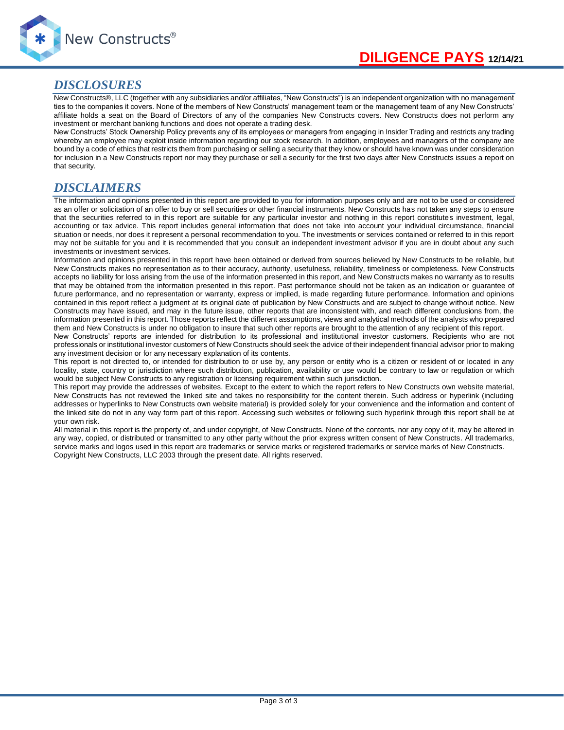## DISCLOSURES

New Constructs®, LLC (together with any subsidiaries and/or affiliates, "New Constructs") is an independent organization with no management ties to the companies it covers. None of the members of New Constructs' management team or the management team of any New Constructs' affiliate holds a seat on the Board of Directors of any of the companies New Constructs covers. New Constructs does not perform any investment or merchant banking functions and does not operate a trading desk.

New Constructs' Stock Ownership Policy prevents any of its employees or managers from engaging in Insider Trading and restricts any trading whereby an employee may exploit inside information regarding our stock research. In addition, employees and managers of the company are bound by a code of ethics that restricts them from purchasing or selling a security that they know or should have known was under consideration for inclusion in a New Constructs report nor may they purchase or sell a security for the first two days after New Constructs issues a report on that security.

## DISCLAIMERS

The information and opinions presented in this report are provided to you for information purposes only and are not to be used or considered as an offer or solicitation of an offer to buy or sell securities or other financial instruments. New Constructs has not taken any steps to ensure that the securities referred to in this report are suitable for any particular investor and nothing in this report constitutes investment, legal, accounting or tax advice. This report includes general information that does not take into account your individual circumstance, financial situation or needs, nor does it represent a personal recommendation to you. The investments or services contained or referred to in this report may not be suitable for you and it is recommended that you consult an independent investment advisor if you are in doubt about any such investments or investment services.

Information and opinions presented in this report have been obtained or derived from sources believed by New Constructs to be reliable, but New Constructs makes no representation as to their accuracy, authority, usefulness, reliability, timeliness or completeness. New Constructs accepts no liability for loss arising from the use of the information presented in this report, and New Constructs makes no warranty as to results that may be obtained from the information presented in this report. Past performance should not be taken as an indication or guarantee of future performance, and no representation or warranty, express or implied, is made regarding future performance. Information and opinions contained in this report reflect a judgment at its original date of publication by New Constructs and are subject to change without notice. New Constructs may have issued, and may in the future issue, other reports that are inconsistent with, and reach different conclusions from, the information presented in this report. Those reports reflect the different assumptions, views and analytical methods of the analysts who prepared them and New Constructs is under no obligation to insure that such other reports are brought to the attention of any recipient of this report.

New Constructs' reports are intended for distribution to its professional and institutional investor customers. Recipients who are not professionals or institutional investor customers of New Constructs should seek the advice of their independent financial advisor prior to making any investment decision or for any necessary explanation of its contents.

This report is not directed to, or intended for distribution to or use by, any person or entity who is a citizen or resident of or located in any locality, state, country or jurisdiction where such distribution, publication, availability or use would be contrary to law or regulation or which would be subject New Constructs to any registration or licensing requirement within such jurisdiction.

This report may provide the addresses of websites. Except to the extent to which the report refers to New Constructs own website material, New Constructs has not reviewed the linked site and takes no responsibility for the content therein. Such address or hyperlink (including addresses or hyperlinks to New Constructs own website material) is provided solely for your convenience and the information and content of the linked site do not in any way form part of this report. Accessing such websites or following such hyperlink through this report shall be at your own risk.

All material in this report is the property of, and under copyright, of New Constructs. None of the contents, nor any copy of it, may be altered in any way, copied, or distributed or transmitted to any other party without the prior express written consent of New Constructs. All trademarks, service marks and logos used in this report are trademarks or service marks or registered trademarks or service marks of New Constructs.

Copyright New Constructs, LLC 2003 through the present date. All rights reserved.